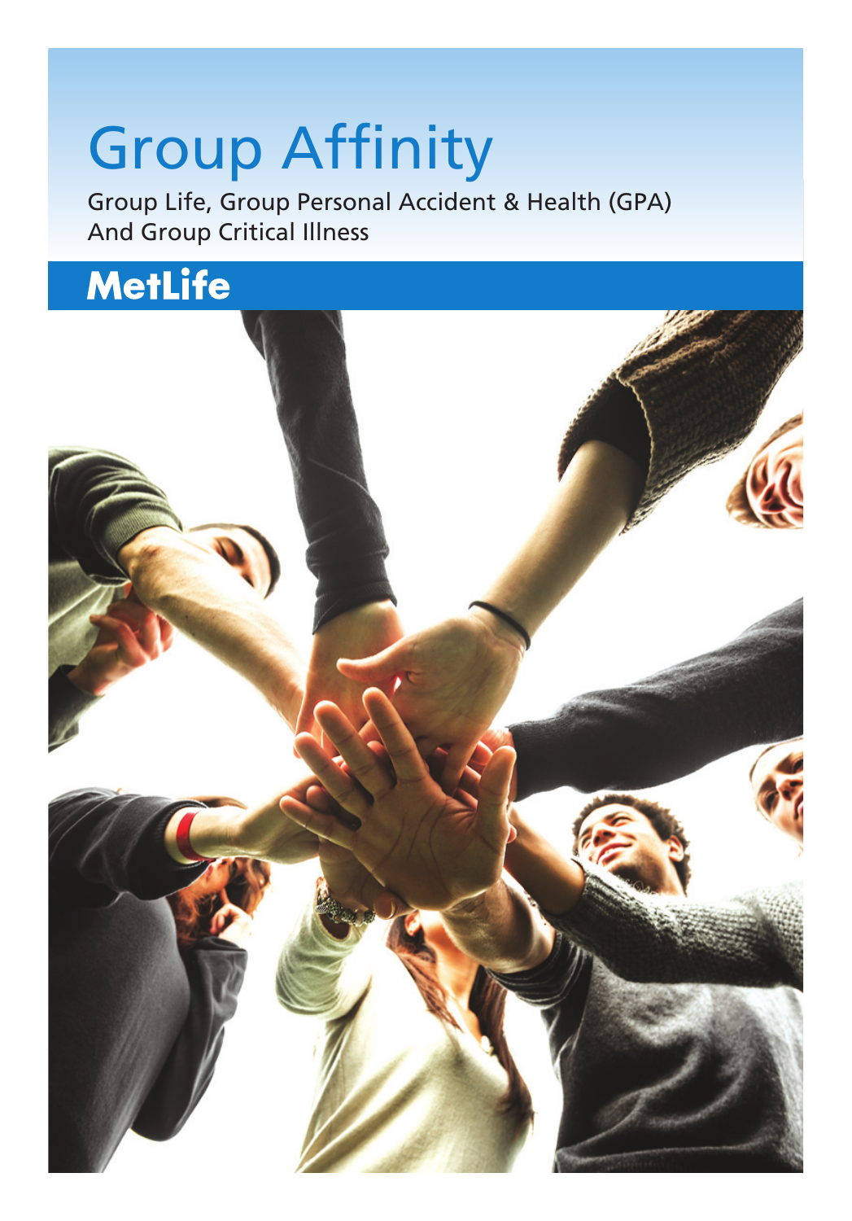# Group Affinity

Group Life, Group Personal Accident & Health (GPA) And Group Critical Illness

MetLife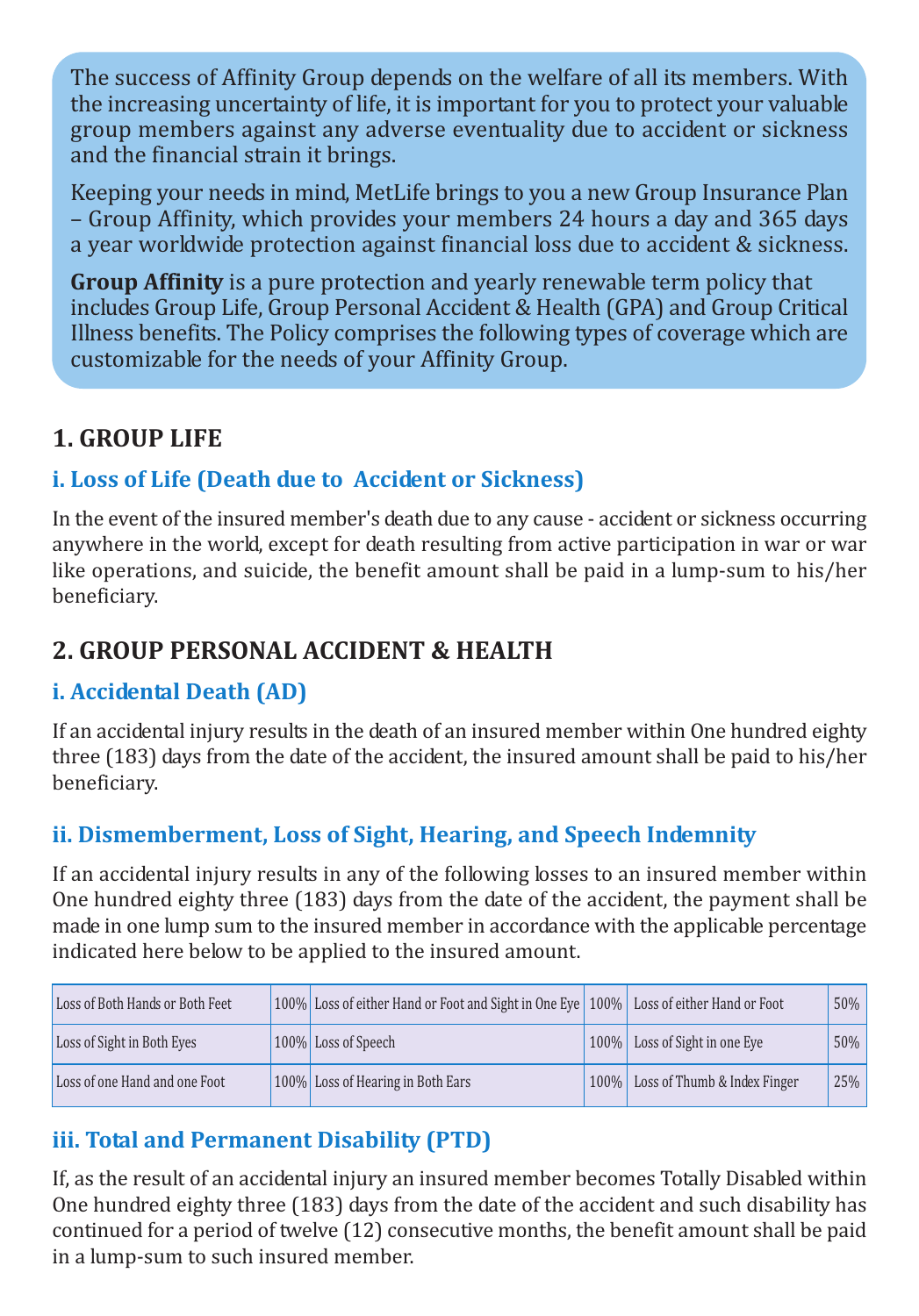The success of Affinity Group depends on the welfare of all its members. With the increasing uncertainty of life, it is important for you to protect your valuable group members against any adverse eventuality due to accident or sickness and the financial strain it brings.

Keeping your needs in mind, MetLife brings to you a new Group Insurance Plan – Group Affinity, which provides your members 24 hours a day and 365 days a year worldwide protection against financial loss due to accident & sickness.

**Group Affinity** is a pure protection and yearly renewable term policy that includes Group Life, Group Personal Accident & Health (GPA) and Group Critical Illness benefits. The Policy comprises the following types of coverage which are customizable for the needs of your Affinity Group.

## 1. GROUP LIFE

### i. Loss of Life (Death due to Accident or Sickness)

In the event of the insured member's death due to any cause - accident or sickness occurring anywhere in the world, except for death resulting from active participation in war or war like operations, and suicide, the benefit amount shall be paid in a lump-sum to his/her beneficiary.

## 2. GROUP PERSONAL ACCIDENT & HEALTH

### i. Accidental Death (AD)

If an accidental injury results in the death of an insured member within One hundred eighty three (183) days from the date of the accident, the insured amount shall be paid to his/her beneficiary.

### ii. Dismemberment, Loss of Sight, Hearing, and Speech Indemnity

If an accidental injury results in any of the following losses to an insured member within One hundred eighty three (183) days from the date of the accident, the payment shall be made in one lump sum to the insured member in accordance with the applicable percentage indicated here below to be applied to the insured amount.

| | | | | | |
|---|---|---|---|---|---|
| Loss of Both Hands or Both Feet | 100% | Loss of either Hand or Foot and Sight in One Eye | 100% | Loss of either Hand or Foot | 50% |
| Loss of Sight in Both Eyes | 100% | Loss of Speech | 100% | Loss of Sight in one Eye | 50% |
| Loss of one Hand and one Foot | 100% | Loss of Hearing in Both Ears | 100% | Loss of Thumb & Index Finger | 25% |

### iii. Total and Permanent Disability (PTD)

If, as the result of an accidental injury an insured member becomes Totally Disabled within One hundred eighty three (183) days from the date of the accident and such disability has continued for a period of twelve (12) consecutive months, the benefit amount shall be paid in a lump-sum to such insured member.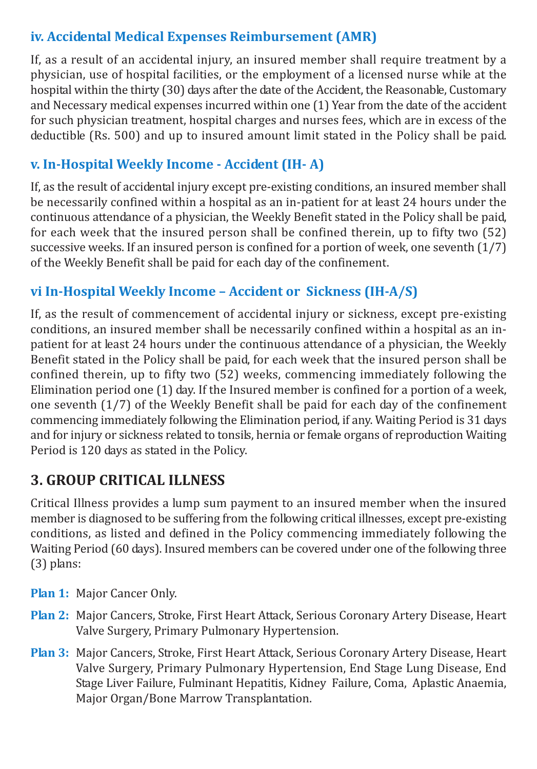### iv. Accidental Medical Expenses Reimbursement (AMR)

If, as a result of an accidental injury, an insured member shall require treatment by a physician, use of hospital facilities, or the employment of a licensed nurse while at the hospital within the thirty (30) days after the date of the Accident, the Reasonable, Customary and Necessary medical expenses incurred within one (1) Year from the date of the accident for such physician treatment, hospital charges and nurses fees, which are in excess of the deductible (Rs. 500) and up to insured amount limit stated in the Policy shall be paid.

### v. In-Hospital Weekly Income - Accident (IH- A)

If, as the result of accidental injury except pre-existing conditions, an insured member shall be necessarily confined within a hospital as an in-patient for at least 24 hours under the continuous attendance of a physician, the Weekly Benefit stated in the Policy shall be paid, for each week that the insured person shall be confined therein, up to fifty two (52) successive weeks. If an insured person is confined for a portion of week, one seventh (1/7) of the Weekly Benefit shall be paid for each day of the confinement.

### vi In-Hospital Weekly Income – Accident or Sickness (IH-A/S)

If, as the result of commencement of accidental injury or sickness, except pre-existing conditions, an insured member shall be necessarily confined within a hospital as an in-patient for at least 24 hours under the continuous attendance of a physician, the Weekly Benefit stated in the Policy shall be paid, for each week that the insured person shall be confined therein, up to fifty two (52) weeks, commencing immediately following the Elimination period one (1) day. If the Insured member is confined for a portion of a week, one seventh (1/7) of the Weekly Benefit shall be paid for each day of the confinement commencing immediately following the Elimination period, if any. Waiting Period is 31 days and for injury or sickness related to tonsils, hernia or female organs of reproduction Waiting Period is 120 days as stated in the Policy.

## 3. GROUP CRITICAL ILLNESS

Critical Illness provides a lump sum payment to an insured member when the insured member is diagnosed to be suffering from the following critical illnesses, except pre-existing conditions, as listed and defined in the Policy commencing immediately following the Waiting Period (60 days). Insured members can be covered under one of the following three (3) plans:

**Plan 1:** Major Cancer Only.

**Plan 2:** Major Cancers, Stroke, First Heart Attack, Serious Coronary Artery Disease, Heart Valve Surgery, Primary Pulmonary Hypertension.

**Plan 3:** Major Cancers, Stroke, First Heart Attack, Serious Coronary Artery Disease, Heart Valve Surgery, Primary Pulmonary Hypertension, End Stage Lung Disease, End Stage Liver Failure, Fulminant Hepatitis, Kidney Failure, Coma, Aplastic Anaemia, Major Organ/Bone Marrow Transplantation.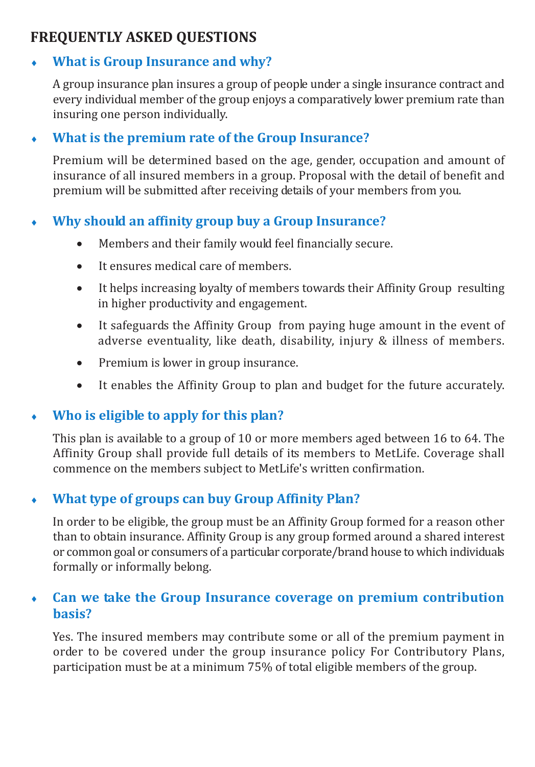## FREQUENTLY ASKED QUESTIONS

### What is Group Insurance and why?

A group insurance plan insures a group of people under a single insurance contract and every individual member of the group enjoys a comparatively lower premium rate than insuring one person individually.

### What is the premium rate of the Group Insurance?

Premium will be determined based on the age, gender, occupation and amount of insurance of all insured members in a group. Proposal with the detail of benefit and premium will be submitted after receiving details of your members from you.

### Why should an affinity group buy a Group Insurance?

- Members and their family would feel financially secure.
- It ensures medical care of members.
- It helps increasing loyalty of members towards their Affinity Group resulting in higher productivity and engagement.
- It safeguards the Affinity Group from paying huge amount in the event of adverse eventuality, like death, disability, injury & illness of members.
- Premium is lower in group insurance.
- It enables the Affinity Group to plan and budget for the future accurately.

### Who is eligible to apply for this plan?

This plan is available to a group of 10 or more members aged between 16 to 64. The Affinity Group shall provide full details of its members to MetLife. Coverage shall commence on the members subject to MetLife's written confirmation.

### What type of groups can buy Group Affinity Plan?

In order to be eligible, the group must be an Affinity Group formed for a reason other than to obtain insurance. Affinity Group is any group formed around a shared interest or common goal or consumers of a particular corporate/brand house to which individuals formally or informally belong.

### Can we take the Group Insurance coverage on premium contribution basis?

Yes. The insured members may contribute some or all of the premium payment in order to be covered under the group insurance policy For Contributory Plans, participation must be at a minimum 75% of total eligible members of the group.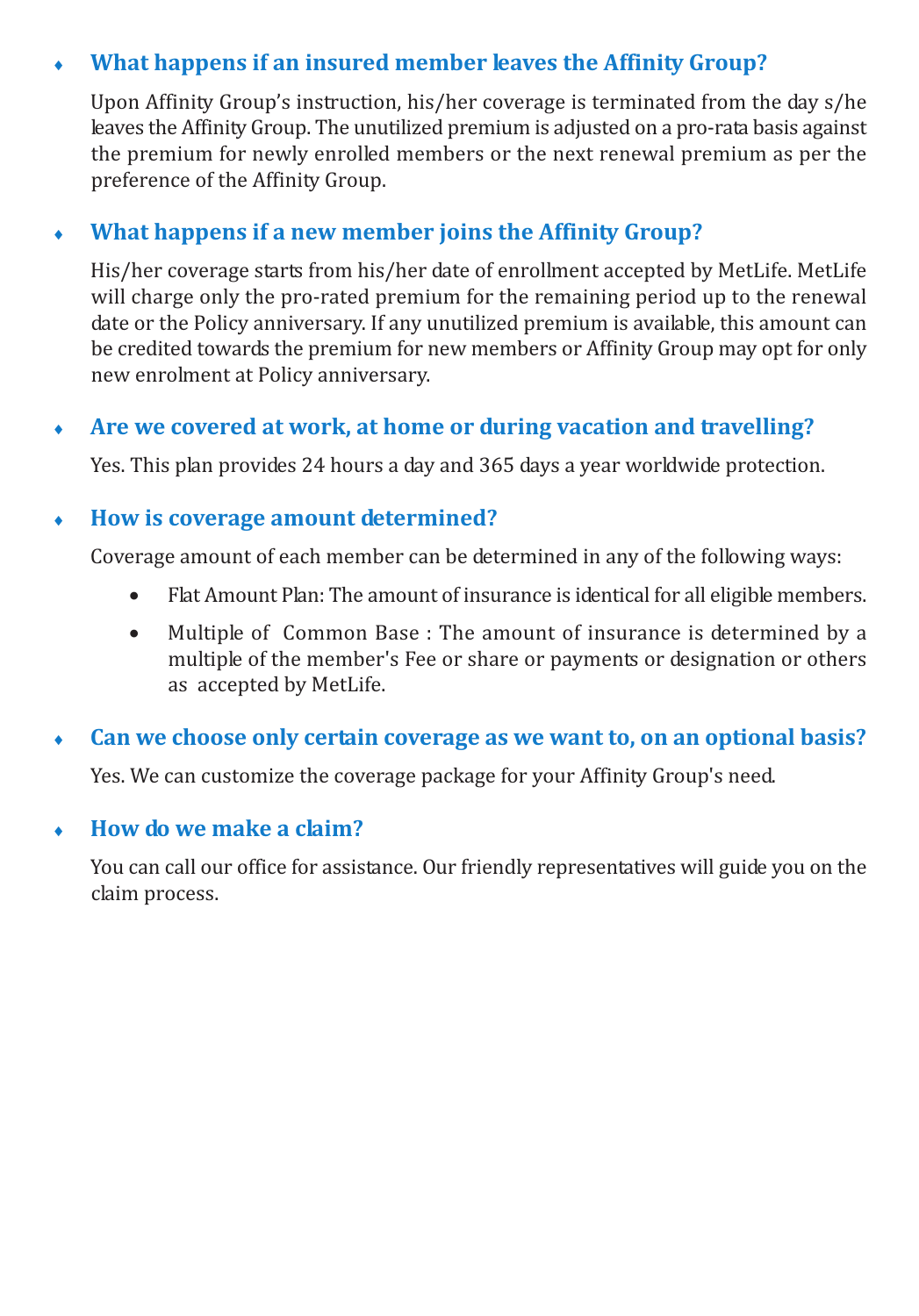- **What happens if an insured member leaves the Affinity Group?**

  Upon Affinity Group's instruction, his/her coverage is terminated from the day s/he leaves the Affinity Group. The unutilized premium is adjusted on a pro-rata basis against the premium for newly enrolled members or the next renewal premium as per the preference of the Affinity Group.

- **What happens if a new member joins the Affinity Group?**

  His/her coverage starts from his/her date of enrollment accepted by MetLife. MetLife will charge only the pro-rated premium for the remaining period up to the renewal date or the Policy anniversary. If any unutilized premium is available, this amount can be credited towards the premium for new members or Affinity Group may opt for only new enrolment at Policy anniversary.

- **Are we covered at work, at home or during vacation and travelling?**

  Yes. This plan provides 24 hours a day and 365 days a year worldwide protection.

- **How is coverage amount determined?**

  Coverage amount of each member can be determined in any of the following ways:

  - Flat Amount Plan: The amount of insurance is identical for all eligible members.
  - Multiple of Common Base : The amount of insurance is determined by a multiple of the member's Fee or share or payments or designation or others as accepted by MetLife.

- **Can we choose only certain coverage as we want to, on an optional basis?**

  Yes. We can customize the coverage package for your Affinity Group's need.

- **How do we make a claim?**

  You can call our office for assistance. Our friendly representatives will guide you on the claim process.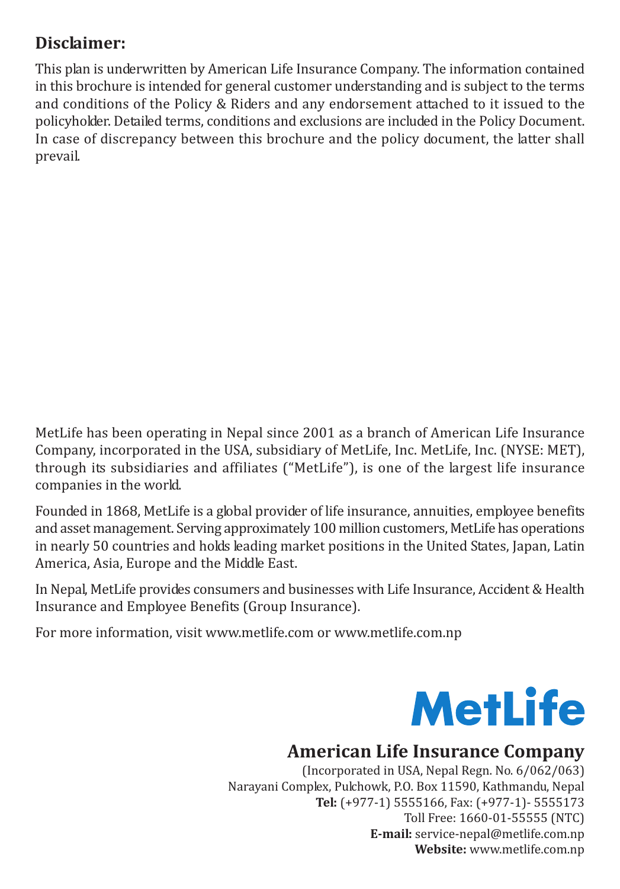## Disclaimer:

This plan is underwritten by American Life Insurance Company. The information contained in this brochure is intended for general customer understanding and is subject to the terms and conditions of the Policy & Riders and any endorsement attached to it issued to the policyholder. Detailed terms, conditions and exclusions are included in the Policy Document. In case of discrepancy between this brochure and the policy document, the latter shall prevail.

MetLife has been operating in Nepal since 2001 as a branch of American Life Insurance Company, incorporated in the USA, subsidiary of MetLife, Inc. MetLife, Inc. (NYSE: MET), through its subsidiaries and affiliates ("MetLife"), is one of the largest life insurance companies in the world.

Founded in 1868, MetLife is a global provider of life insurance, annuities, employee benefits and asset management. Serving approximately 100 million customers, MetLife has operations in nearly 50 countries and holds leading market positions in the United States, Japan, Latin America, Asia, Europe and the Middle East.

In Nepal, MetLife provides consumers and businesses with Life Insurance, Accident & Health Insurance and Employee Benefits (Group Insurance).

For more information, visit www.metlife.com or www.metlife.com.np

MetLife

**American Life Insurance Company**

(Incorporated in USA, Nepal Regn. No. 6/062/063)
Narayani Complex, Pulchowk, P.O. Box 11590, Kathmandu, Nepal
**Tel:** (+977-1) 5555166, Fax: (+977-1)- 5555173
Toll Free: 1660-01-55555 (NTC)
**E-mail:** service-nepal@metlife.com.np
**Website:** www.metlife.com.np